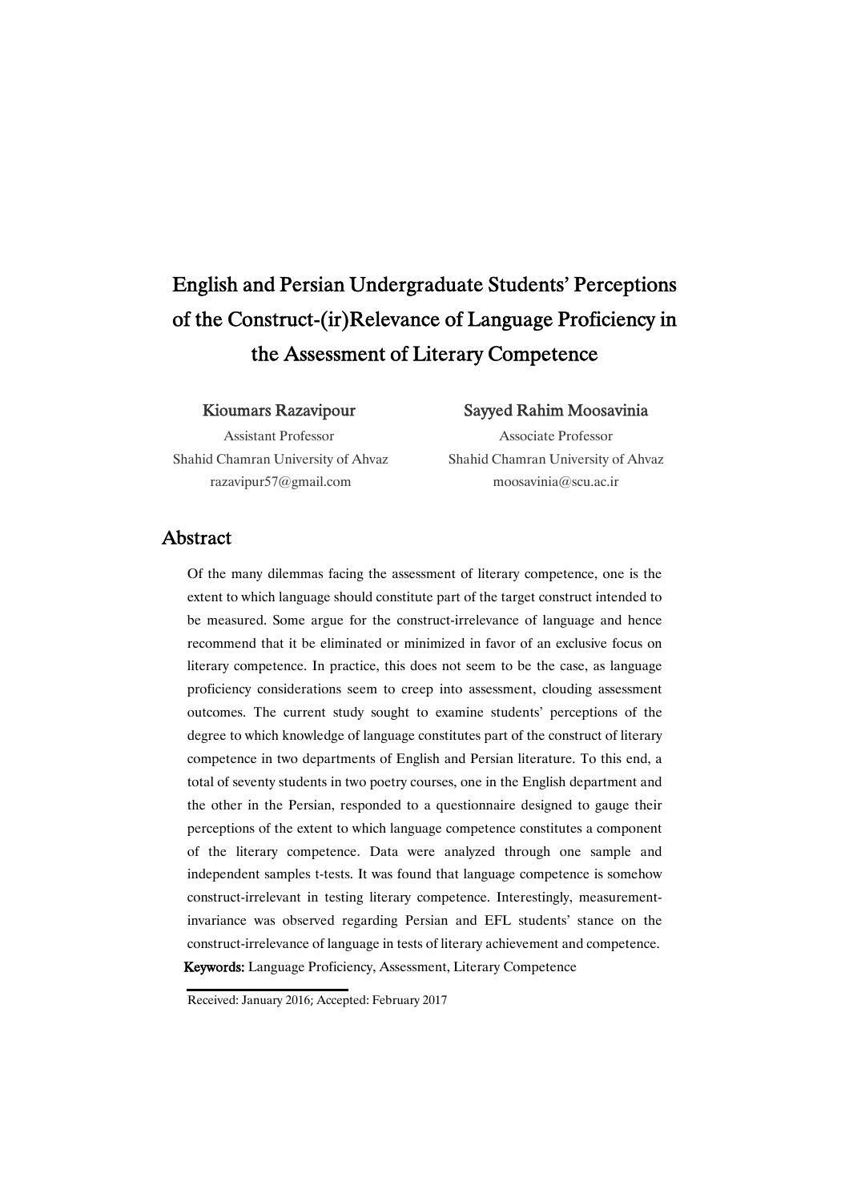# English and Persian Undergraduate Students' Perceptions of the Construct-(ir)Relevance of Language Proficiency in the Assessment of Literary Competence

**Kioumars Razavipour**
Assistant Professor
Shahid Chamran University of Ahvaz
razavipur57@gmail.com

**Sayyed Rahim Moosavinia**
Associate Professor
Shahid Chamran University of Ahvaz
moosavinia@scu.ac.ir

## Abstract

Of the many dilemmas facing the assessment of literary competence, one is the extent to which language should constitute part of the target construct intended to be measured. Some argue for the construct-irrelevance of language and hence recommend that it be eliminated or minimized in favor of an exclusive focus on literary competence. In practice, this does not seem to be the case, as language proficiency considerations seem to creep into assessment, clouding assessment outcomes. The current study sought to examine students' perceptions of the degree to which knowledge of language constitutes part of the construct of literary competence in two departments of English and Persian literature. To this end, a total of seventy students in two poetry courses, one in the English department and the other in the Persian, responded to a questionnaire designed to gauge their perceptions of the extent to which language competence constitutes a component of the literary competence. Data were analyzed through one sample and independent samples t-tests. It was found that language competence is somehow construct-irrelevant in testing literary competence. Interestingly, measurement-invariance was observed regarding Persian and EFL students' stance on the construct-irrelevance of language in tests of literary achievement and competence.

**Keywords:** Language Proficiency, Assessment, Literary Competence

Received: January 2016; Accepted: February 2017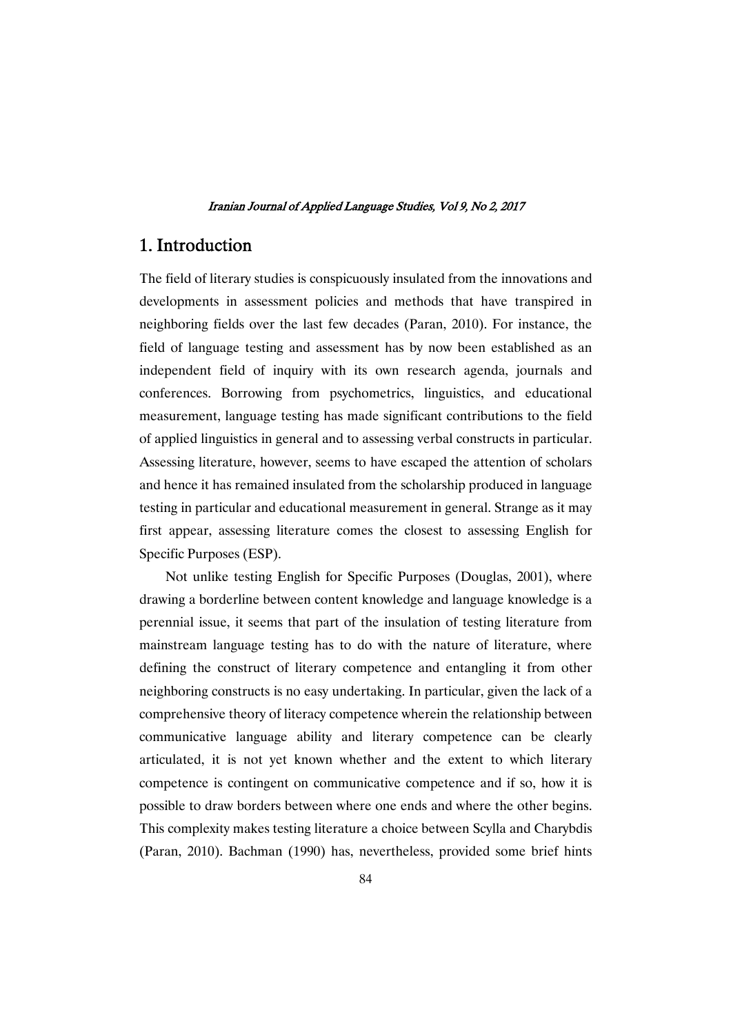## 1. Introduction

The field of literary studies is conspicuously insulated from the innovations and developments in assessment policies and methods that have transpired in neighboring fields over the last few decades (Paran, 2010). For instance, the field of language testing and assessment has by now been established as an independent field of inquiry with its own research agenda, journals and conferences. Borrowing from psychometrics, linguistics, and educational measurement, language testing has made significant contributions to the field of applied linguistics in general and to assessing verbal constructs in particular. Assessing literature, however, seems to have escaped the attention of scholars and hence it has remained insulated from the scholarship produced in language testing in particular and educational measurement in general. Strange as it may first appear, assessing literature comes the closest to assessing English for Specific Purposes (ESP).

Not unlike testing English for Specific Purposes (Douglas, 2001), where drawing a borderline between content knowledge and language knowledge is a perennial issue, it seems that part of the insulation of testing literature from mainstream language testing has to do with the nature of literature, where defining the construct of literary competence and entangling it from other neighboring constructs is no easy undertaking. In particular, given the lack of a comprehensive theory of literacy competence wherein the relationship between communicative language ability and literary competence can be clearly articulated, it is not yet known whether and the extent to which literary competence is contingent on communicative competence and if so, how it is possible to draw borders between where one ends and where the other begins. This complexity makes testing literature a choice between Scylla and Charybdis (Paran, 2010). Bachman (1990) has, nevertheless, provided some brief hints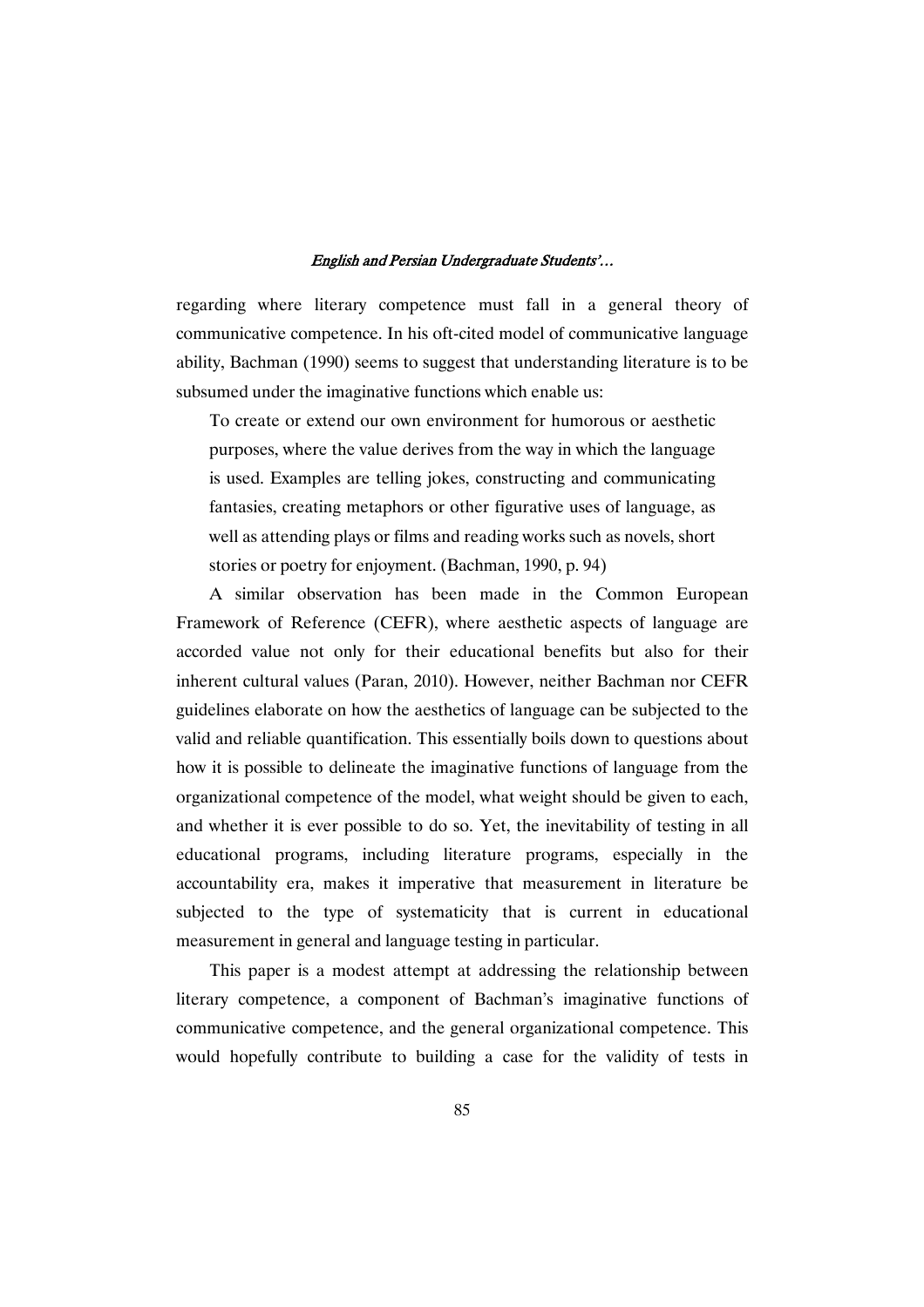regarding where literary competence must fall in a general theory of communicative competence. In his oft-cited model of communicative language ability, Bachman (1990) seems to suggest that understanding literature is to be subsumed under the imaginative functions which enable us:

> To create or extend our own environment for humorous or aesthetic purposes, where the value derives from the way in which the language is used. Examples are telling jokes, constructing and communicating fantasies, creating metaphors or other figurative uses of language, as well as attending plays or films and reading works such as novels, short stories or poetry for enjoyment. (Bachman, 1990, p. 94)

A similar observation has been made in the Common European Framework of Reference (CEFR), where aesthetic aspects of language are accorded value not only for their educational benefits but also for their inherent cultural values (Paran, 2010). However, neither Bachman nor CEFR guidelines elaborate on how the aesthetics of language can be subjected to the valid and reliable quantification. This essentially boils down to questions about how it is possible to delineate the imaginative functions of language from the organizational competence of the model, what weight should be given to each, and whether it is ever possible to do so. Yet, the inevitability of testing in all educational programs, including literature programs, especially in the accountability era, makes it imperative that measurement in literature be subjected to the type of systematicity that is current in educational measurement in general and language testing in particular.

This paper is a modest attempt at addressing the relationship between literary competence, a component of Bachman's imaginative functions of communicative competence, and the general organizational competence. This would hopefully contribute to building a case for the validity of tests in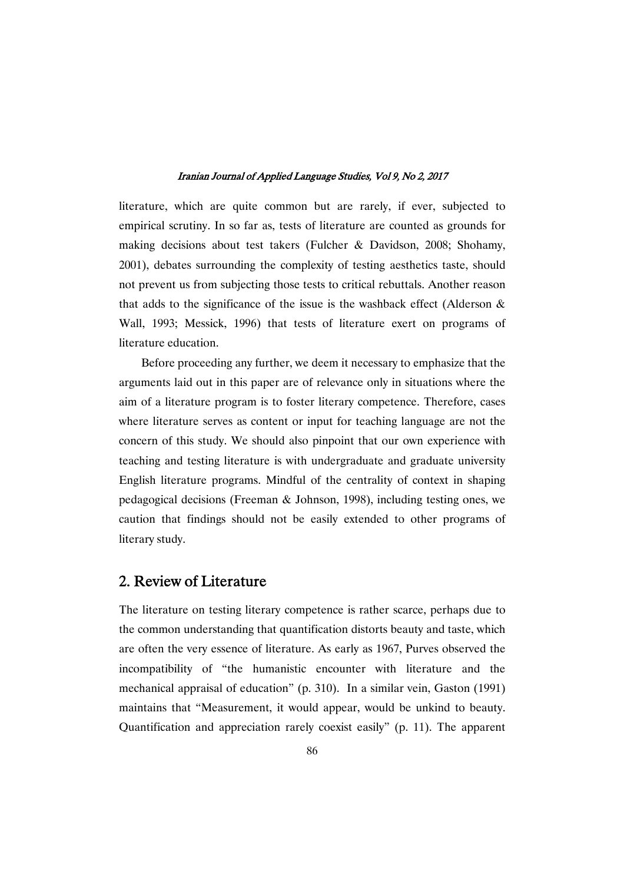literature, which are quite common but are rarely, if ever, subjected to empirical scrutiny. In so far as, tests of literature are counted as grounds for making decisions about test takers (Fulcher & Davidson, 2008; Shohamy, 2001), debates surrounding the complexity of testing aesthetics taste, should not prevent us from subjecting those tests to critical rebuttals. Another reason that adds to the significance of the issue is the washback effect (Alderson & Wall, 1993; Messick, 1996) that tests of literature exert on programs of literature education.

Before proceeding any further, we deem it necessary to emphasize that the arguments laid out in this paper are of relevance only in situations where the aim of a literature program is to foster literary competence. Therefore, cases where literature serves as content or input for teaching language are not the concern of this study. We should also pinpoint that our own experience with teaching and testing literature is with undergraduate and graduate university English literature programs. Mindful of the centrality of context in shaping pedagogical decisions (Freeman & Johnson, 1998), including testing ones, we caution that findings should not be easily extended to other programs of literary study.

## 2. Review of Literature

The literature on testing literary competence is rather scarce, perhaps due to the common understanding that quantification distorts beauty and taste, which are often the very essence of literature. As early as 1967, Purves observed the incompatibility of "the humanistic encounter with literature and the mechanical appraisal of education" (p. 310). In a similar vein, Gaston (1991) maintains that "Measurement, it would appear, would be unkind to beauty. Quantification and appreciation rarely coexist easily" (p. 11). The apparent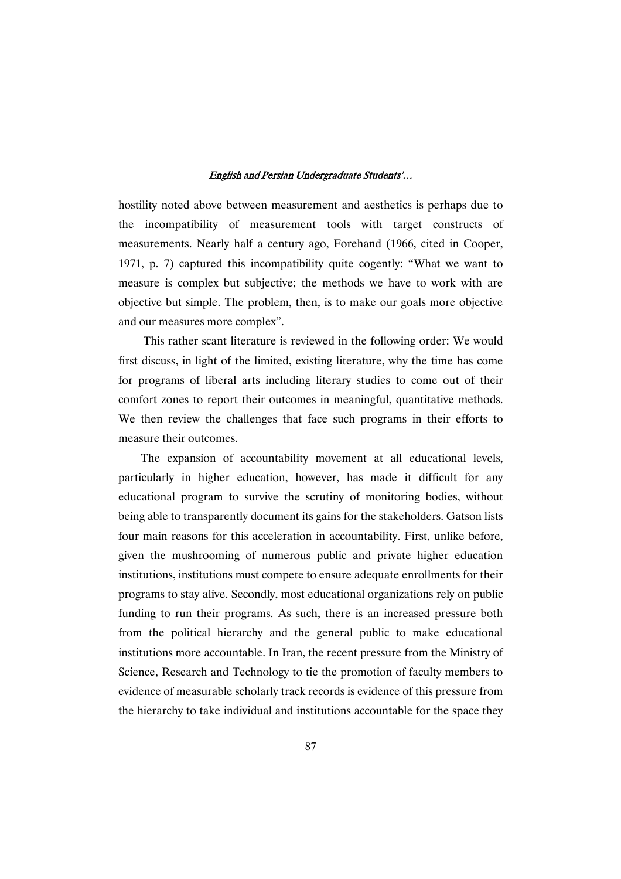hostility noted above between measurement and aesthetics is perhaps due to the incompatibility of measurement tools with target constructs of measurements. Nearly half a century ago, Forehand (1966, cited in Cooper, 1971, p. 7) captured this incompatibility quite cogently: "What we want to measure is complex but subjective; the methods we have to work with are objective but simple. The problem, then, is to make our goals more objective and our measures more complex".

This rather scant literature is reviewed in the following order: We would first discuss, in light of the limited, existing literature, why the time has come for programs of liberal arts including literary studies to come out of their comfort zones to report their outcomes in meaningful, quantitative methods. We then review the challenges that face such programs in their efforts to measure their outcomes.

The expansion of accountability movement at all educational levels, particularly in higher education, however, has made it difficult for any educational program to survive the scrutiny of monitoring bodies, without being able to transparently document its gains for the stakeholders. Gatson lists four main reasons for this acceleration in accountability. First, unlike before, given the mushrooming of numerous public and private higher education institutions, institutions must compete to ensure adequate enrollments for their programs to stay alive. Secondly, most educational organizations rely on public funding to run their programs. As such, there is an increased pressure both from the political hierarchy and the general public to make educational institutions more accountable. In Iran, the recent pressure from the Ministry of Science, Research and Technology to tie the promotion of faculty members to evidence of measurable scholarly track records is evidence of this pressure from the hierarchy to take individual and institutions accountable for the space they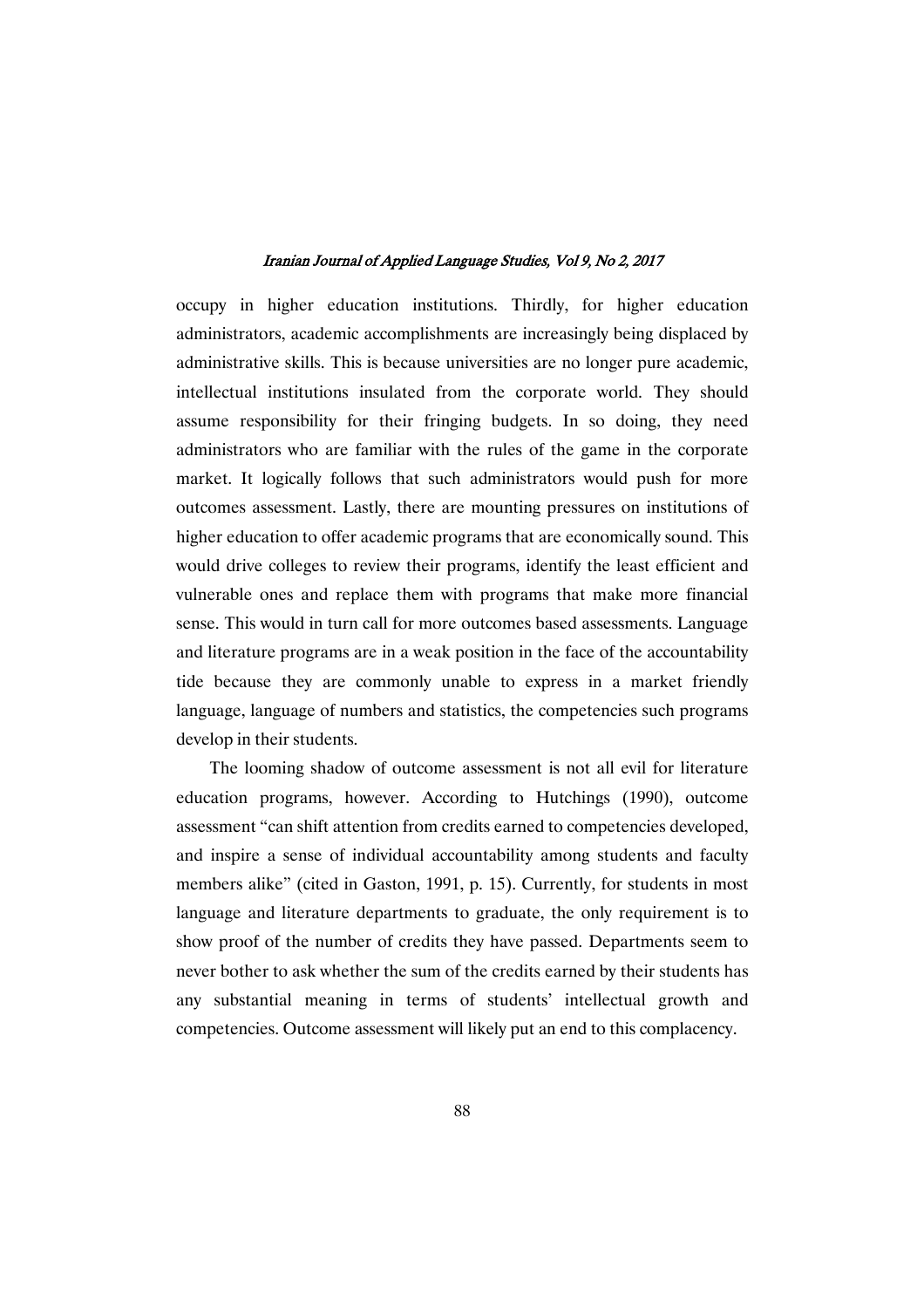occupy in higher education institutions. Thirdly, for higher education administrators, academic accomplishments are increasingly being displaced by administrative skills. This is because universities are no longer pure academic, intellectual institutions insulated from the corporate world. They should assume responsibility for their fringing budgets. In so doing, they need administrators who are familiar with the rules of the game in the corporate market. It logically follows that such administrators would push for more outcomes assessment. Lastly, there are mounting pressures on institutions of higher education to offer academic programs that are economically sound. This would drive colleges to review their programs, identify the least efficient and vulnerable ones and replace them with programs that make more financial sense. This would in turn call for more outcomes based assessments. Language and literature programs are in a weak position in the face of the accountability tide because they are commonly unable to express in a market friendly language, language of numbers and statistics, the competencies such programs develop in their students.

The looming shadow of outcome assessment is not all evil for literature education programs, however. According to Hutchings (1990), outcome assessment "can shift attention from credits earned to competencies developed, and inspire a sense of individual accountability among students and faculty members alike" (cited in Gaston, 1991, p. 15). Currently, for students in most language and literature departments to graduate, the only requirement is to show proof of the number of credits they have passed. Departments seem to never bother to ask whether the sum of the credits earned by their students has any substantial meaning in terms of students' intellectual growth and competencies. Outcome assessment will likely put an end to this complacency.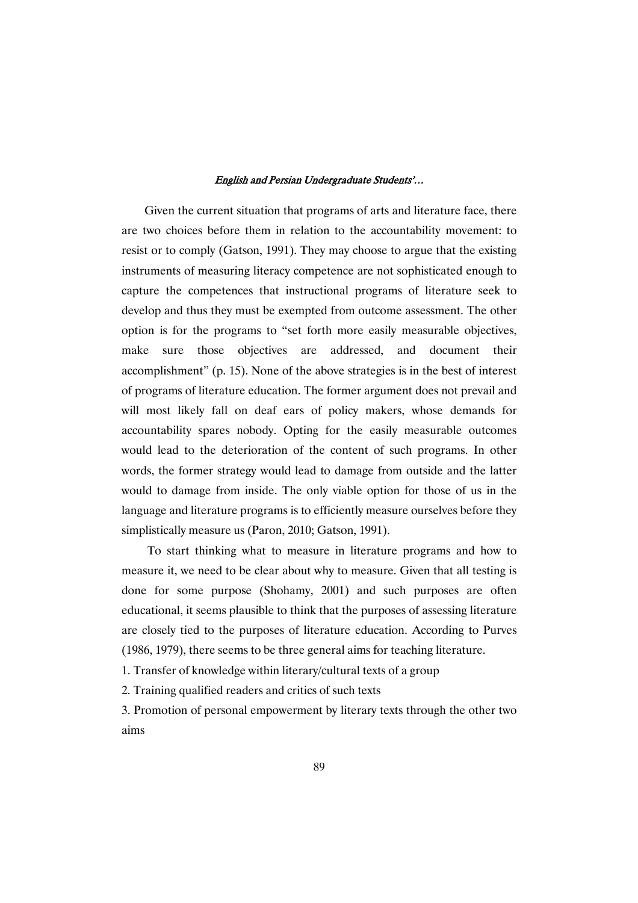Given the current situation that programs of arts and literature face, there are two choices before them in relation to the accountability movement: to resist or to comply (Gatson, 1991). They may choose to argue that the existing instruments of measuring literacy competence are not sophisticated enough to capture the competences that instructional programs of literature seek to develop and thus they must be exempted from outcome assessment. The other option is for the programs to "set forth more easily measurable objectives, make sure those objectives are addressed, and document their accomplishment" (p. 15). None of the above strategies is in the best of interest of programs of literature education. The former argument does not prevail and will most likely fall on deaf ears of policy makers, whose demands for accountability spares nobody. Opting for the easily measurable outcomes would lead to the deterioration of the content of such programs. In other words, the former strategy would lead to damage from outside and the latter would to damage from inside. The only viable option for those of us in the language and literature programs is to efficiently measure ourselves before they simplistically measure us (Paron, 2010; Gatson, 1991).

To start thinking what to measure in literature programs and how to measure it, we need to be clear about why to measure. Given that all testing is done for some purpose (Shohamy, 2001) and such purposes are often educational, it seems plausible to think that the purposes of assessing literature are closely tied to the purposes of literature education. According to Purves (1986, 1979), there seems to be three general aims for teaching literature.

1. Transfer of knowledge within literary/cultural texts of a group
2. Training qualified readers and critics of such texts
3. Promotion of personal empowerment by literary texts through the other two aims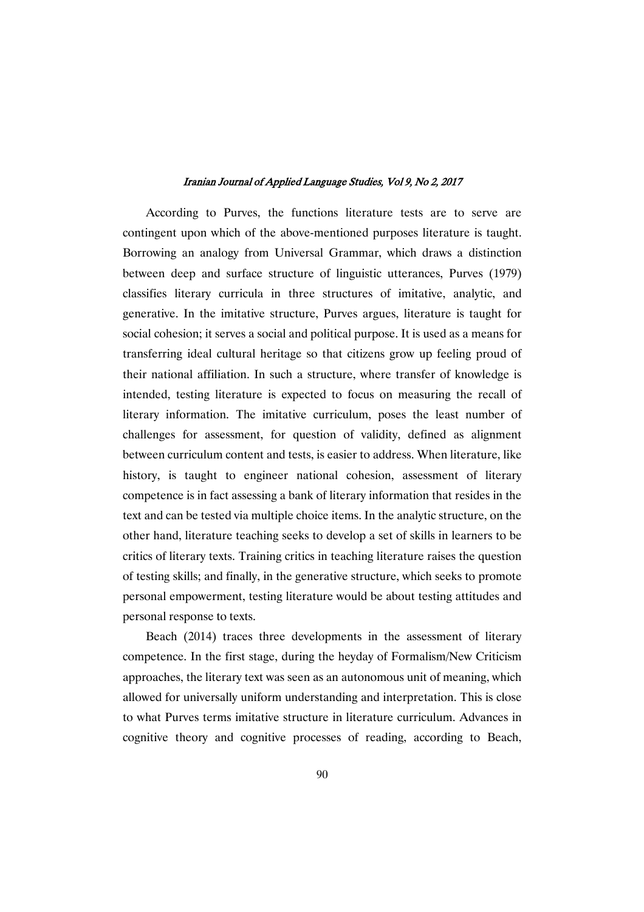According to Purves, the functions literature tests are to serve are contingent upon which of the above-mentioned purposes literature is taught. Borrowing an analogy from Universal Grammar, which draws a distinction between deep and surface structure of linguistic utterances, Purves (1979) classifies literary curricula in three structures of imitative, analytic, and generative. In the imitative structure, Purves argues, literature is taught for social cohesion; it serves a social and political purpose. It is used as a means for transferring ideal cultural heritage so that citizens grow up feeling proud of their national affiliation. In such a structure, where transfer of knowledge is intended, testing literature is expected to focus on measuring the recall of literary information. The imitative curriculum, poses the least number of challenges for assessment, for question of validity, defined as alignment between curriculum content and tests, is easier to address. When literature, like history, is taught to engineer national cohesion, assessment of literary competence is in fact assessing a bank of literary information that resides in the text and can be tested via multiple choice items. In the analytic structure, on the other hand, literature teaching seeks to develop a set of skills in learners to be critics of literary texts. Training critics in teaching literature raises the question of testing skills; and finally, in the generative structure, which seeks to promote personal empowerment, testing literature would be about testing attitudes and personal response to texts.

Beach (2014) traces three developments in the assessment of literary competence. In the first stage, during the heyday of Formalism/New Criticism approaches, the literary text was seen as an autonomous unit of meaning, which allowed for universally uniform understanding and interpretation. This is close to what Purves terms imitative structure in literature curriculum. Advances in cognitive theory and cognitive processes of reading, according to Beach,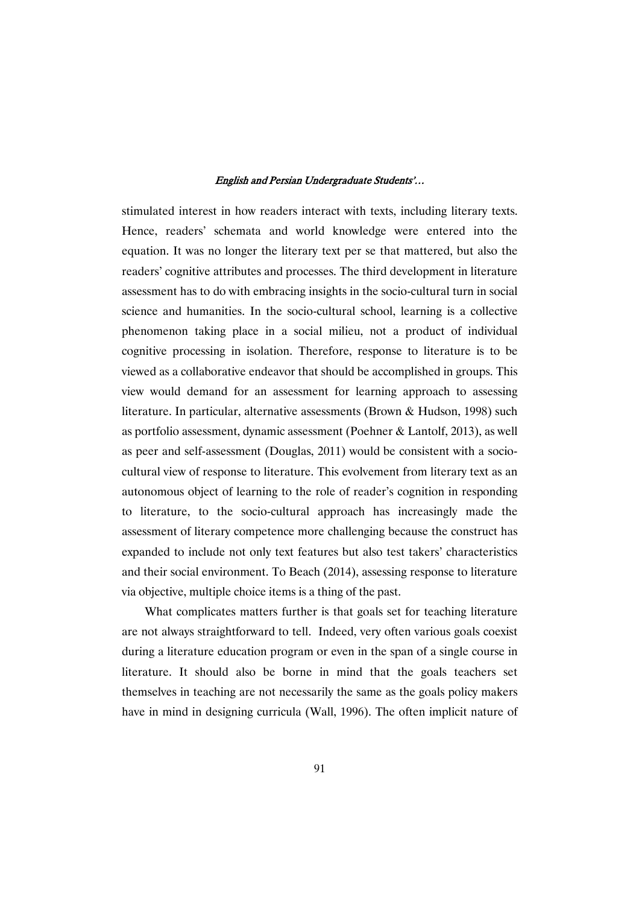stimulated interest in how readers interact with texts, including literary texts. Hence, readers' schemata and world knowledge were entered into the equation. It was no longer the literary text per se that mattered, but also the readers' cognitive attributes and processes. The third development in literature assessment has to do with embracing insights in the socio-cultural turn in social science and humanities. In the socio-cultural school, learning is a collective phenomenon taking place in a social milieu, not a product of individual cognitive processing in isolation. Therefore, response to literature is to be viewed as a collaborative endeavor that should be accomplished in groups. This view would demand for an assessment for learning approach to assessing literature. In particular, alternative assessments (Brown & Hudson, 1998) such as portfolio assessment, dynamic assessment (Poehner & Lantolf, 2013), as well as peer and self-assessment (Douglas, 2011) would be consistent with a socio-cultural view of response to literature. This evolvement from literary text as an autonomous object of learning to the role of reader's cognition in responding to literature, to the socio-cultural approach has increasingly made the assessment of literary competence more challenging because the construct has expanded to include not only text features but also test takers' characteristics and their social environment. To Beach (2014), assessing response to literature via objective, multiple choice items is a thing of the past.

What complicates matters further is that goals set for teaching literature are not always straightforward to tell. Indeed, very often various goals coexist during a literature education program or even in the span of a single course in literature. It should also be borne in mind that the goals teachers set themselves in teaching are not necessarily the same as the goals policy makers have in mind in designing curricula (Wall, 1996). The often implicit nature of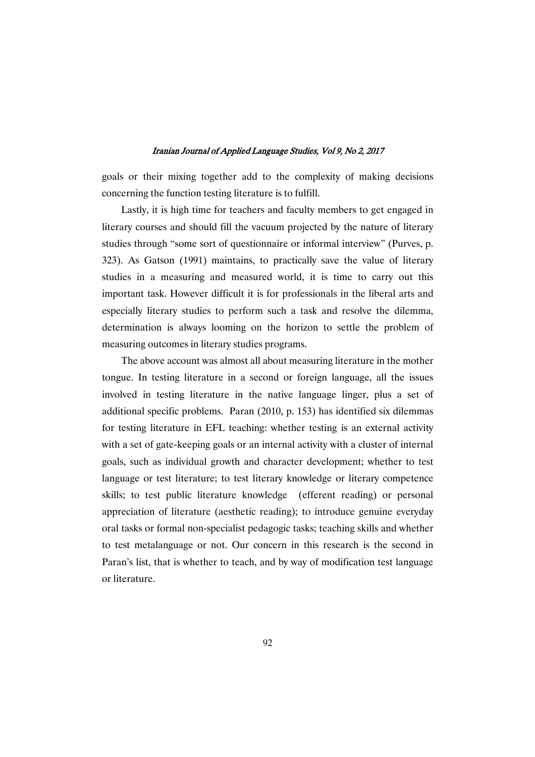goals or their mixing together add to the complexity of making decisions concerning the function testing literature is to fulfill.

Lastly, it is high time for teachers and faculty members to get engaged in literary courses and should fill the vacuum projected by the nature of literary studies through "some sort of questionnaire or informal interview" (Purves, p. 323). As Gatson (1991) maintains, to practically save the value of literary studies in a measuring and measured world, it is time to carry out this important task. However difficult it is for professionals in the liberal arts and especially literary studies to perform such a task and resolve the dilemma, determination is always looming on the horizon to settle the problem of measuring outcomes in literary studies programs.

The above account was almost all about measuring literature in the mother tongue. In testing literature in a second or foreign language, all the issues involved in testing literature in the native language linger, plus a set of additional specific problems. Paran (2010, p. 153) has identified six dilemmas for testing literature in EFL teaching: whether testing is an external activity with a set of gate-keeping goals or an internal activity with a cluster of internal goals, such as individual growth and character development; whether to test language or test literature; to test literary knowledge or literary competence skills; to test public literature knowledge (efferent reading) or personal appreciation of literature (aesthetic reading); to introduce genuine everyday oral tasks or formal non-specialist pedagogic tasks; teaching skills and whether to test metalanguage or not. Our concern in this research is the second in Paran's list, that is whether to teach, and by way of modification test language or literature.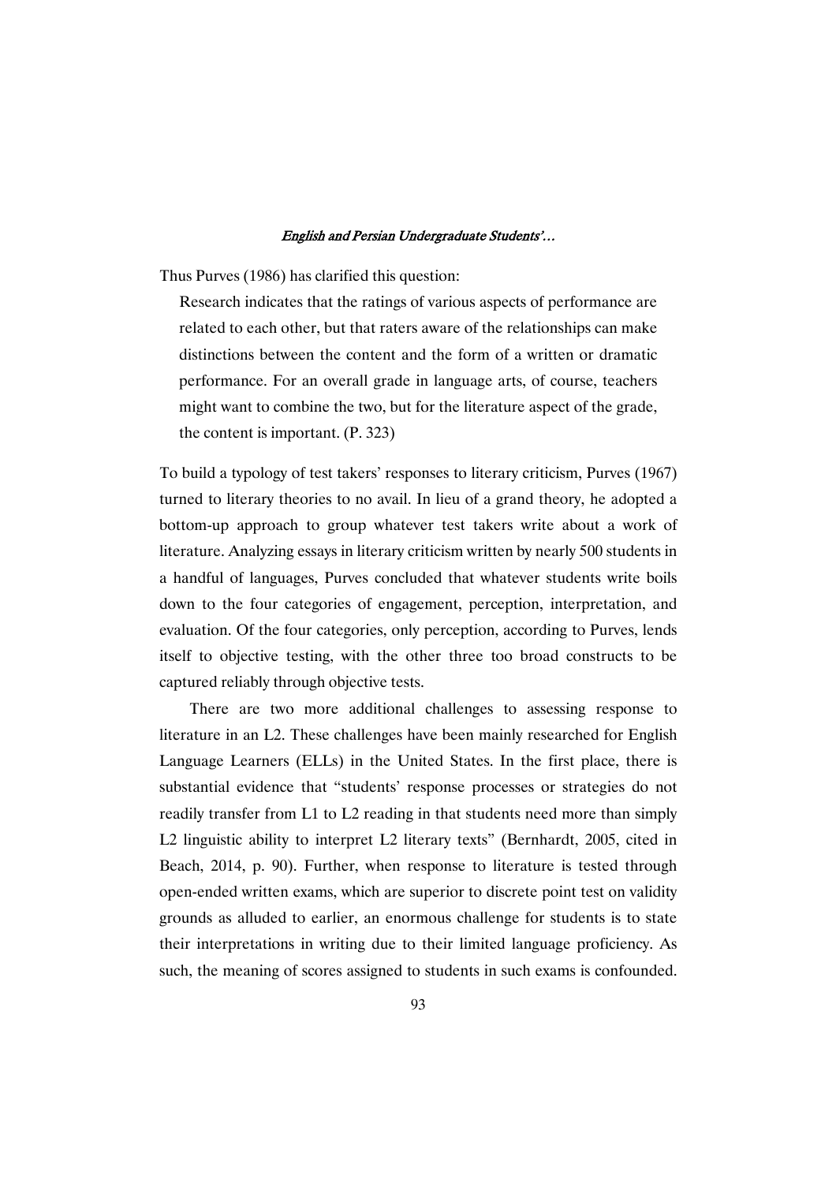Thus Purves (1986) has clarified this question:

> Research indicates that the ratings of various aspects of performance are related to each other, but that raters aware of the relationships can make distinctions between the content and the form of a written or dramatic performance. For an overall grade in language arts, of course, teachers might want to combine the two, but for the literature aspect of the grade, the content is important. (P. 323)

To build a typology of test takers' responses to literary criticism, Purves (1967) turned to literary theories to no avail. In lieu of a grand theory, he adopted a bottom-up approach to group whatever test takers write about a work of literature. Analyzing essays in literary criticism written by nearly 500 students in a handful of languages, Purves concluded that whatever students write boils down to the four categories of engagement, perception, interpretation, and evaluation. Of the four categories, only perception, according to Purves, lends itself to objective testing, with the other three too broad constructs to be captured reliably through objective tests.

There are two more additional challenges to assessing response to literature in an L2. These challenges have been mainly researched for English Language Learners (ELLs) in the United States. In the first place, there is substantial evidence that "students' response processes or strategies do not readily transfer from L1 to L2 reading in that students need more than simply L2 linguistic ability to interpret L2 literary texts" (Bernhardt, 2005, cited in Beach, 2014, p. 90). Further, when response to literature is tested through open-ended written exams, which are superior to discrete point test on validity grounds as alluded to earlier, an enormous challenge for students is to state their interpretations in writing due to their limited language proficiency. As such, the meaning of scores assigned to students in such exams is confounded.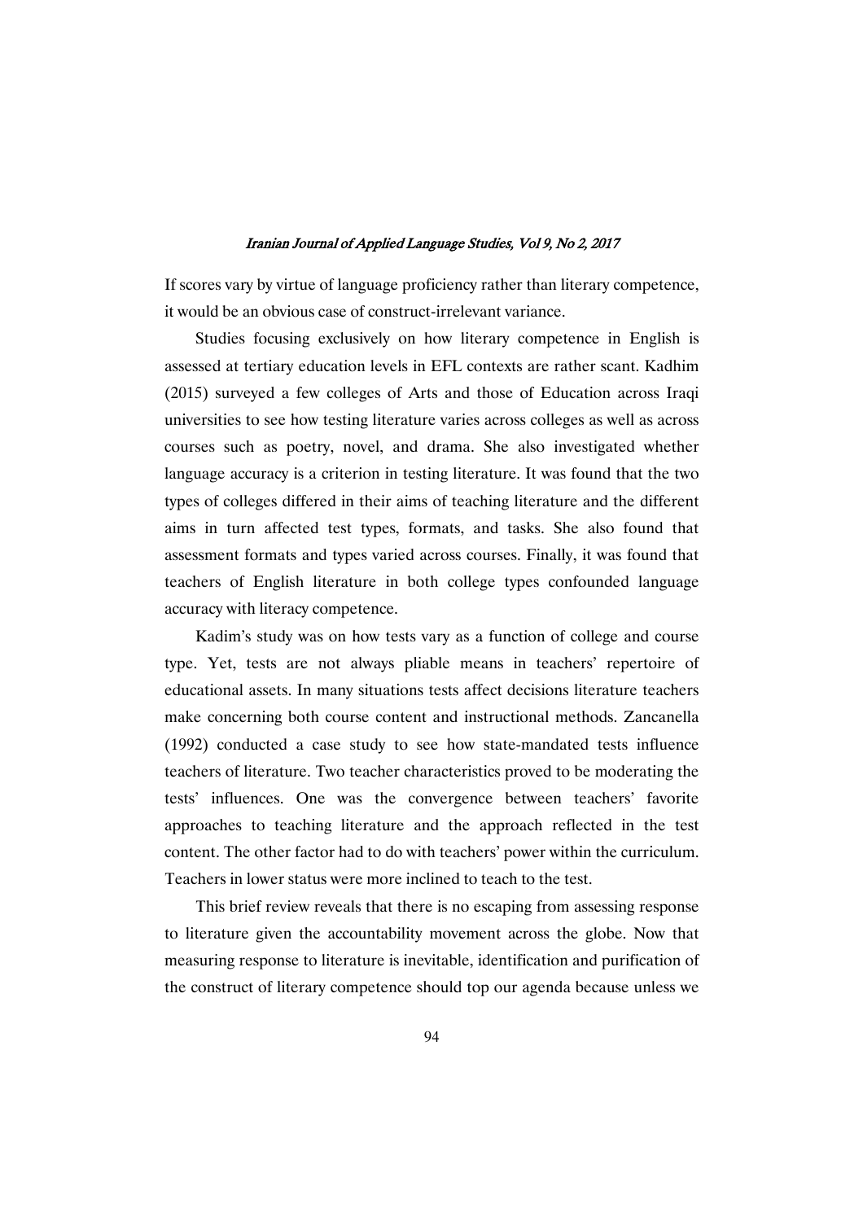If scores vary by virtue of language proficiency rather than literary competence, it would be an obvious case of construct-irrelevant variance.

Studies focusing exclusively on how literary competence in English is assessed at tertiary education levels in EFL contexts are rather scant. Kadhim (2015) surveyed a few colleges of Arts and those of Education across Iraqi universities to see how testing literature varies across colleges as well as across courses such as poetry, novel, and drama. She also investigated whether language accuracy is a criterion in testing literature. It was found that the two types of colleges differed in their aims of teaching literature and the different aims in turn affected test types, formats, and tasks. She also found that assessment formats and types varied across courses. Finally, it was found that teachers of English literature in both college types confounded language accuracy with literacy competence.

Kadim's study was on how tests vary as a function of college and course type. Yet, tests are not always pliable means in teachers' repertoire of educational assets. In many situations tests affect decisions literature teachers make concerning both course content and instructional methods. Zancanella (1992) conducted a case study to see how state-mandated tests influence teachers of literature. Two teacher characteristics proved to be moderating the tests' influences. One was the convergence between teachers' favorite approaches to teaching literature and the approach reflected in the test content. The other factor had to do with teachers' power within the curriculum. Teachers in lower status were more inclined to teach to the test.

This brief review reveals that there is no escaping from assessing response to literature given the accountability movement across the globe. Now that measuring response to literature is inevitable, identification and purification of the construct of literary competence should top our agenda because unless we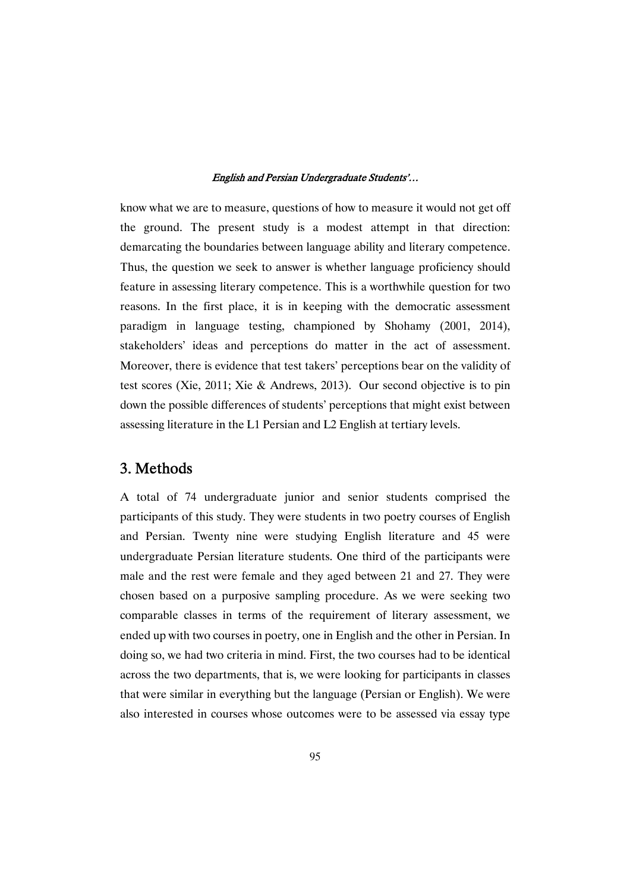know what we are to measure, questions of how to measure it would not get off the ground. The present study is a modest attempt in that direction: demarcating the boundaries between language ability and literary competence. Thus, the question we seek to answer is whether language proficiency should feature in assessing literary competence. This is a worthwhile question for two reasons. In the first place, it is in keeping with the democratic assessment paradigm in language testing, championed by Shohamy (2001, 2014), stakeholders' ideas and perceptions do matter in the act of assessment. Moreover, there is evidence that test takers' perceptions bear on the validity of test scores (Xie, 2011; Xie & Andrews, 2013). Our second objective is to pin down the possible differences of students' perceptions that might exist between assessing literature in the L1 Persian and L2 English at tertiary levels.

## 3. Methods

A total of 74 undergraduate junior and senior students comprised the participants of this study. They were students in two poetry courses of English and Persian. Twenty nine were studying English literature and 45 were undergraduate Persian literature students. One third of the participants were male and the rest were female and they aged between 21 and 27. They were chosen based on a purposive sampling procedure. As we were seeking two comparable classes in terms of the requirement of literary assessment, we ended up with two courses in poetry, one in English and the other in Persian. In doing so, we had two criteria in mind. First, the two courses had to be identical across the two departments, that is, we were looking for participants in classes that were similar in everything but the language (Persian or English). We were also interested in courses whose outcomes were to be assessed via essay type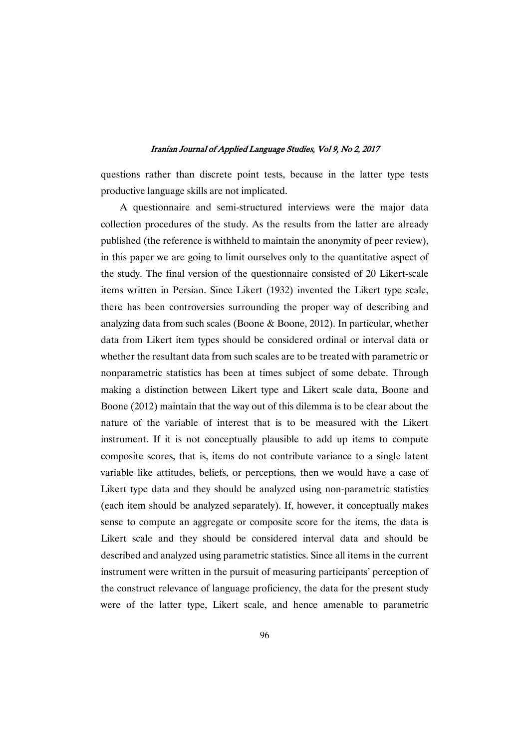questions rather than discrete point tests, because in the latter type tests productive language skills are not implicated.

A questionnaire and semi-structured interviews were the major data collection procedures of the study. As the results from the latter are already published (the reference is withheld to maintain the anonymity of peer review), in this paper we are going to limit ourselves only to the quantitative aspect of the study. The final version of the questionnaire consisted of 20 Likert-scale items written in Persian. Since Likert (1932) invented the Likert type scale, there has been controversies surrounding the proper way of describing and analyzing data from such scales (Boone & Boone, 2012). In particular, whether data from Likert item types should be considered ordinal or interval data or whether the resultant data from such scales are to be treated with parametric or nonparametric statistics has been at times subject of some debate. Through making a distinction between Likert type and Likert scale data, Boone and Boone (2012) maintain that the way out of this dilemma is to be clear about the nature of the variable of interest that is to be measured with the Likert instrument. If it is not conceptually plausible to add up items to compute composite scores, that is, items do not contribute variance to a single latent variable like attitudes, beliefs, or perceptions, then we would have a case of Likert type data and they should be analyzed using non-parametric statistics (each item should be analyzed separately). If, however, it conceptually makes sense to compute an aggregate or composite score for the items, the data is Likert scale and they should be considered interval data and should be described and analyzed using parametric statistics. Since all items in the current instrument were written in the pursuit of measuring participants' perception of the construct relevance of language proficiency, the data for the present study were of the latter type, Likert scale, and hence amenable to parametric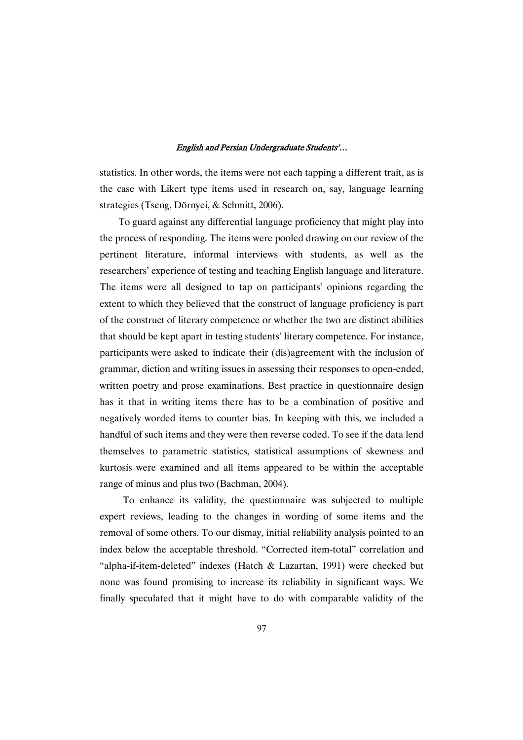statistics. In other words, the items were not each tapping a different trait, as is the case with Likert type items used in research on, say, language learning strategies (Tseng, Dörnyei, & Schmitt, 2006).

To guard against any differential language proficiency that might play into the process of responding. The items were pooled drawing on our review of the pertinent literature, informal interviews with students, as well as the researchers' experience of testing and teaching English language and literature. The items were all designed to tap on participants' opinions regarding the extent to which they believed that the construct of language proficiency is part of the construct of literary competence or whether the two are distinct abilities that should be kept apart in testing students' literary competence. For instance, participants were asked to indicate their (dis)agreement with the inclusion of grammar, diction and writing issues in assessing their responses to open-ended, written poetry and prose examinations. Best practice in questionnaire design has it that in writing items there has to be a combination of positive and negatively worded items to counter bias. In keeping with this, we included a handful of such items and they were then reverse coded. To see if the data lend themselves to parametric statistics, statistical assumptions of skewness and kurtosis were examined and all items appeared to be within the acceptable range of minus and plus two (Bachman, 2004).

To enhance its validity, the questionnaire was subjected to multiple expert reviews, leading to the changes in wording of some items and the removal of some others. To our dismay, initial reliability analysis pointed to an index below the acceptable threshold. "Corrected item-total" correlation and "alpha-if-item-deleted" indexes (Hatch & Lazartan, 1991) were checked but none was found promising to increase its reliability in significant ways. We finally speculated that it might have to do with comparable validity of the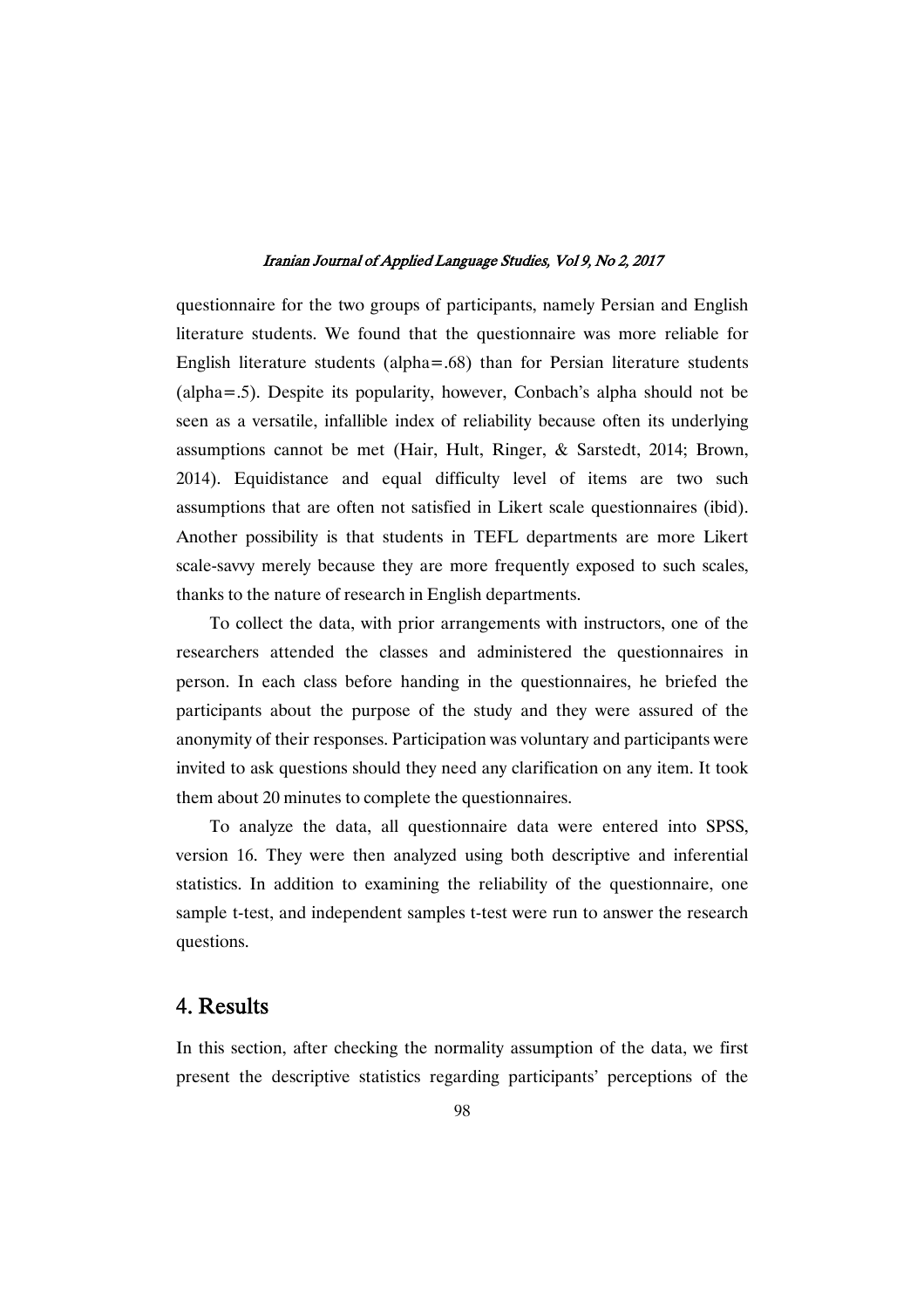questionnaire for the two groups of participants, namely Persian and English literature students. We found that the questionnaire was more reliable for English literature students (alpha=.68) than for Persian literature students (alpha=.5). Despite its popularity, however, Conbach's alpha should not be seen as a versatile, infallible index of reliability because often its underlying assumptions cannot be met (Hair, Hult, Ringer, & Sarstedt, 2014; Brown, 2014). Equidistance and equal difficulty level of items are two such assumptions that are often not satisfied in Likert scale questionnaires (ibid). Another possibility is that students in TEFL departments are more Likert scale-savvy merely because they are more frequently exposed to such scales, thanks to the nature of research in English departments.

To collect the data, with prior arrangements with instructors, one of the researchers attended the classes and administered the questionnaires in person. In each class before handing in the questionnaires, he briefed the participants about the purpose of the study and they were assured of the anonymity of their responses. Participation was voluntary and participants were invited to ask questions should they need any clarification on any item. It took them about 20 minutes to complete the questionnaires.

To analyze the data, all questionnaire data were entered into SPSS, version 16. They were then analyzed using both descriptive and inferential statistics. In addition to examining the reliability of the questionnaire, one sample t-test, and independent samples t-test were run to answer the research questions.

## 4. Results

In this section, after checking the normality assumption of the data, we first present the descriptive statistics regarding participants' perceptions of the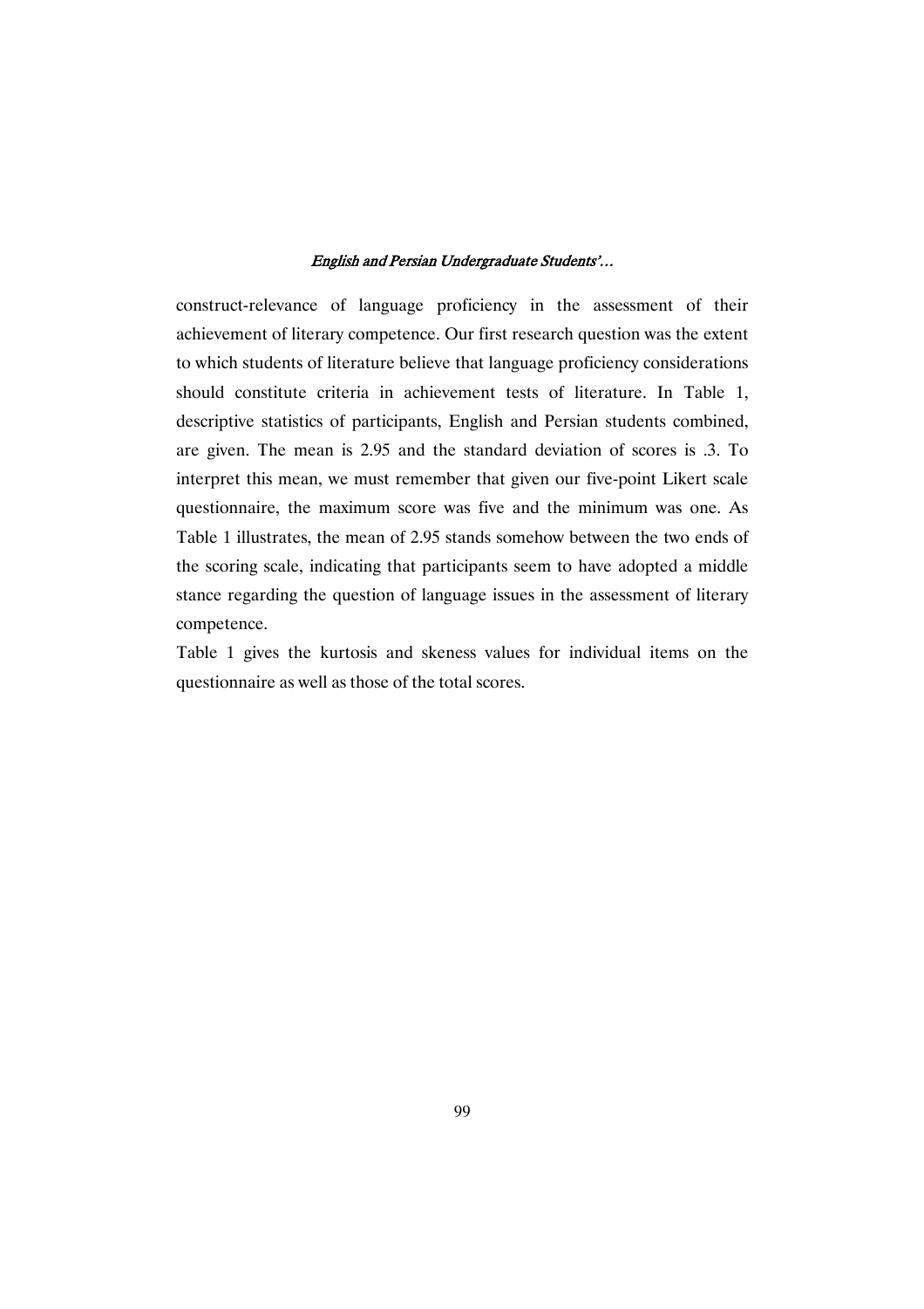construct-relevance of language proficiency in the assessment of their achievement of literary competence. Our first research question was the extent to which students of literature believe that language proficiency considerations should constitute criteria in achievement tests of literature. In Table 1, descriptive statistics of participants, English and Persian students combined, are given. The mean is 2.95 and the standard deviation of scores is .3. To interpret this mean, we must remember that given our five-point Likert scale questionnaire, the maximum score was five and the minimum was one. As Table 1 illustrates, the mean of 2.95 stands somehow between the two ends of the scoring scale, indicating that participants seem to have adopted a middle stance regarding the question of language issues in the assessment of literary competence.

Table 1 gives the kurtosis and skeness values for individual items on the questionnaire as well as those of the total scores.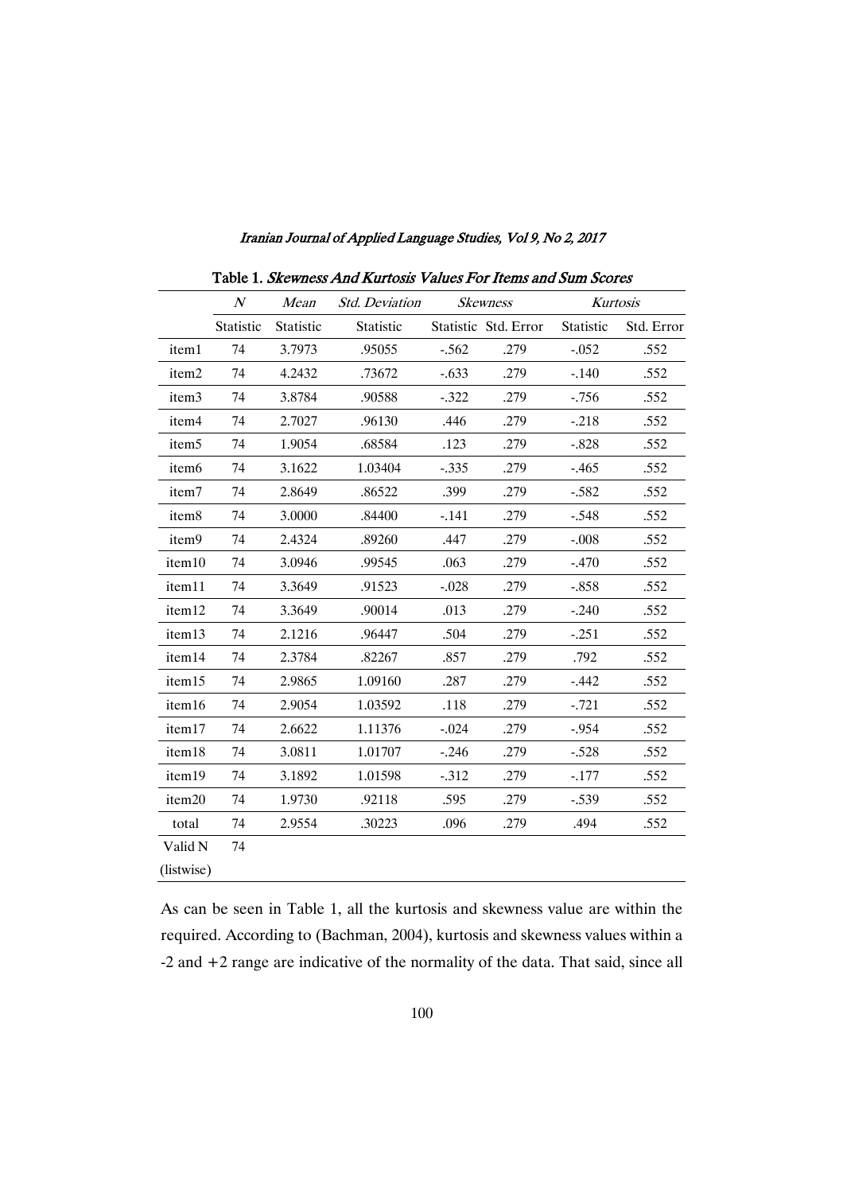Table 1. *Skewness And Kurtosis Values For Items and Sum Scores*

| | *N* | *Mean* | *Std. Deviation* | *Skewness* | | *Kurtosis* | |
|---|---|---|---|---|---|---|---|
| | Statistic | Statistic | Statistic | Statistic | Std. Error | Statistic | Std. Error |
| item1 | 74 | 3.7973 | .95055 | -.562 | .279 | -.052 | .552 |
| item2 | 74 | 4.2432 | .73672 | -.633 | .279 | -.140 | .552 |
| item3 | 74 | 3.8784 | .90588 | -.322 | .279 | -.756 | .552 |
| item4 | 74 | 2.7027 | .96130 | .446 | .279 | -.218 | .552 |
| item5 | 74 | 1.9054 | .68584 | .123 | .279 | -.828 | .552 |
| item6 | 74 | 3.1622 | 1.03404 | -.335 | .279 | -.465 | .552 |
| item7 | 74 | 2.8649 | .86522 | .399 | .279 | -.582 | .552 |
| item8 | 74 | 3.0000 | .84400 | -.141 | .279 | -.548 | .552 |
| item9 | 74 | 2.4324 | .89260 | .447 | .279 | -.008 | .552 |
| item10 | 74 | 3.0946 | .99545 | .063 | .279 | -.470 | .552 |
| item11 | 74 | 3.3649 | .91523 | -.028 | .279 | -.858 | .552 |
| item12 | 74 | 3.3649 | .90014 | .013 | .279 | -.240 | .552 |
| item13 | 74 | 2.1216 | .96447 | .504 | .279 | -.251 | .552 |
| item14 | 74 | 2.3784 | .82267 | .857 | .279 | .792 | .552 |
| item15 | 74 | 2.9865 | 1.09160 | .287 | .279 | -.442 | .552 |
| item16 | 74 | 2.9054 | 1.03592 | .118 | .279 | -.721 | .552 |
| item17 | 74 | 2.6622 | 1.11376 | -.024 | .279 | -.954 | .552 |
| item18 | 74 | 3.0811 | 1.01707 | -.246 | .279 | -.528 | .552 |
| item19 | 74 | 3.1892 | 1.01598 | -.312 | .279 | -.177 | .552 |
| item20 | 74 | 1.9730 | .92118 | .595 | .279 | -.539 | .552 |
| total | 74 | 2.9554 | .30223 | .096 | .279 | .494 | .552 |
| Valid N (listwise) | 74 | | | | | | |

As can be seen in Table 1, all the kurtosis and skewness value are within the required. According to (Bachman, 2004), kurtosis and skewness values within a -2 and +2 range are indicative of the normality of the data. That said, since all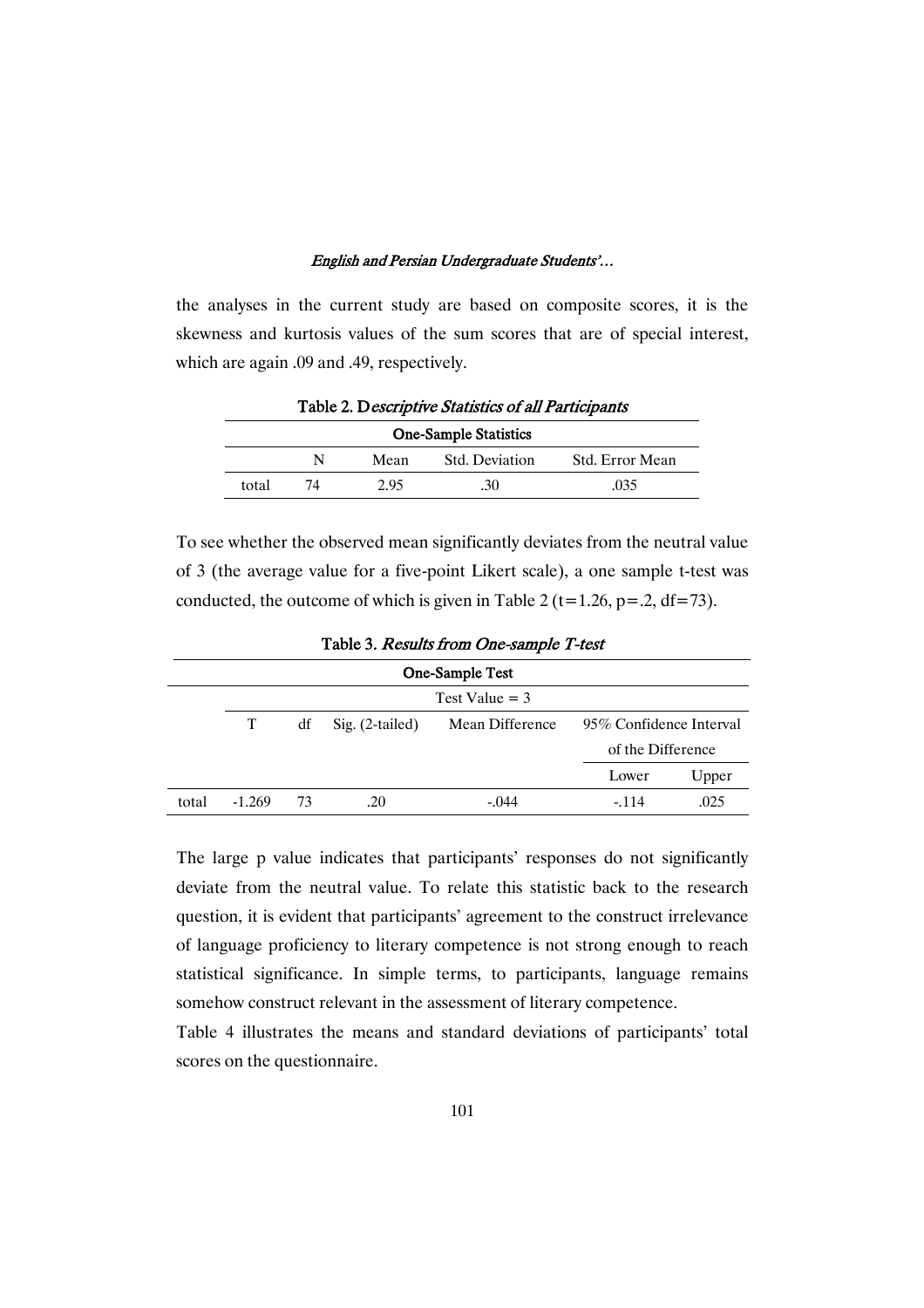the analyses in the current study are based on composite scores, it is the skewness and kurtosis values of the sum scores that are of special interest, which are again .09 and .49, respectively.

**Table 2. *Descriptive Statistics of all Participants***

| One-Sample Statistics | | | | |
|---|---|---|---|---|
| | N | Mean | Std. Deviation | Std. Error Mean |
| total | 74 | 2.95 | .30 | .035 |

To see whether the observed mean significantly deviates from the neutral value of 3 (the average value for a five-point Likert scale), a one sample t-test was conducted, the outcome of which is given in Table 2 ($t=1.26$, $p=.2$, $df=73$).

**Table 3. *Results from One-sample T-test***

| One-Sample Test | | | | | | |
|---|---|---|---|---|---|---|
| | Test Value = 3 | | | | | |
| | T | df | Sig. (2-tailed) | Mean Difference | 95% Confidence Interval of the Difference | |
| | | | | | Lower | Upper |
| total | -1.269 | 73 | .20 | -.044 | -.114 | .025 |

The large p value indicates that participants' responses do not significantly deviate from the neutral value. To relate this statistic back to the research question, it is evident that participants' agreement to the construct irrelevance of language proficiency to literary competence is not strong enough to reach statistical significance. In simple terms, to participants, language remains somehow construct relevant in the assessment of literary competence.

Table 4 illustrates the means and standard deviations of participants' total scores on the questionnaire.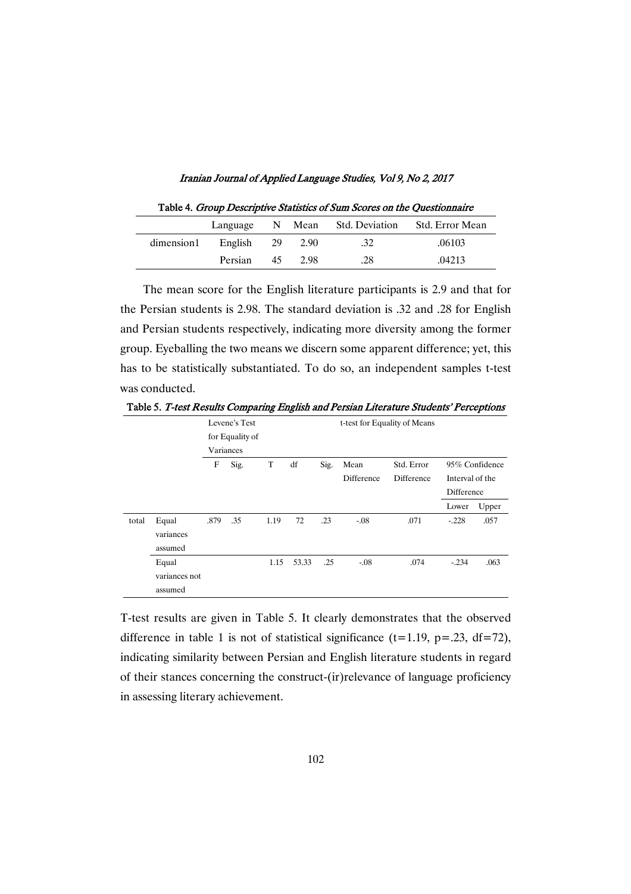Table 4. *Group Descriptive Statistics of Sum Scores on the Questionnaire*

| | Language | N | Mean | Std. Deviation | Std. Error Mean |
|---|---|---|---|---|---|
| dimension1 | English | 29 | 2.90 | .32 | .06103 |
| | Persian | 45 | 2.98 | .28 | .04213 |

The mean score for the English literature participants is 2.9 and that for the Persian students is 2.98. The standard deviation is .32 and .28 for English and Persian students respectively, indicating more diversity among the former group. Eyeballing the two means we discern some apparent difference; yet, this has to be statistically substantiated. To do so, an independent samples t-test was conducted.

Table 5. *T-test Results Comparing English and Persian Literature Students' Perceptions*

| | | Levene's Test for Equality of Variances | | t-test for Equality of Means | | | | | | |
|---|---|---|---|---|---|---|---|---|---|---|
| | | F | Sig. | T | df | Sig. | Mean Difference | Std. Error Difference | 95% Confidence Interval of the Difference | |
| | | | | | | | | | Lower | Upper |
| total | Equal variances assumed | .879 | .35 | 1.19 | 72 | .23 | -.08 | .071 | -.228 | .057 |
| | Equal variances not assumed | | | 1.15 | 53.33 | .25 | -.08 | .074 | -.234 | .063 |

T-test results are given in Table 5. It clearly demonstrates that the observed difference in table 1 is not of statistical significance ($t=1.19$, $p=.23$, $df=72$), indicating similarity between Persian and English literature students in regard of their stances concerning the construct-(ir)relevance of language proficiency in assessing literary achievement.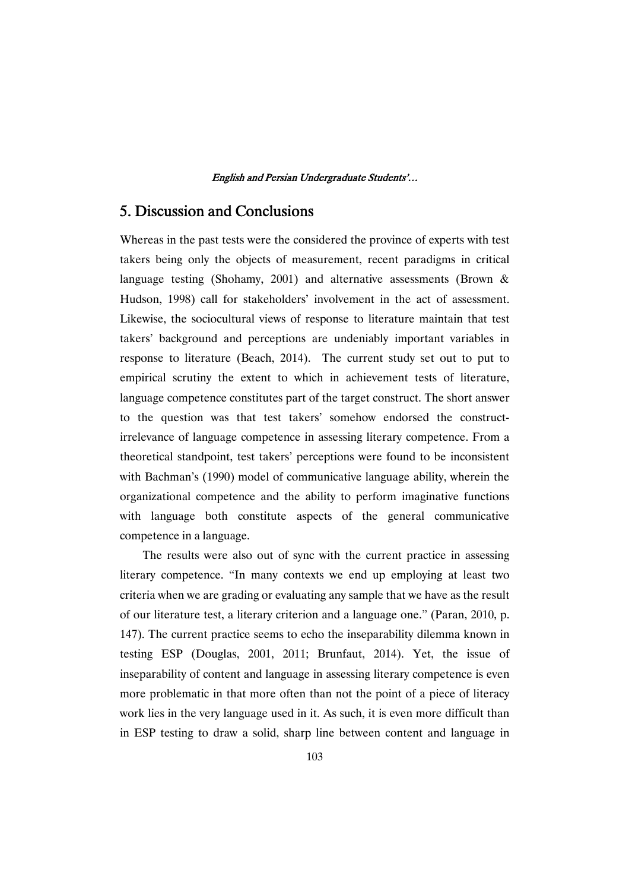## 5. Discussion and Conclusions

Whereas in the past tests were the considered the province of experts with test takers being only the objects of measurement, recent paradigms in critical language testing (Shohamy, 2001) and alternative assessments (Brown & Hudson, 1998) call for stakeholders' involvement in the act of assessment. Likewise, the sociocultural views of response to literature maintain that test takers' background and perceptions are undeniably important variables in response to literature (Beach, 2014). The current study set out to put to empirical scrutiny the extent to which in achievement tests of literature, language competence constitutes part of the target construct. The short answer to the question was that test takers' somehow endorsed the construct-irrelevance of language competence in assessing literary competence. From a theoretical standpoint, test takers' perceptions were found to be inconsistent with Bachman's (1990) model of communicative language ability, wherein the organizational competence and the ability to perform imaginative functions with language both constitute aspects of the general communicative competence in a language.

The results were also out of sync with the current practice in assessing literary competence. "In many contexts we end up employing at least two criteria when we are grading or evaluating any sample that we have as the result of our literature test, a literary criterion and a language one." (Paran, 2010, p. 147). The current practice seems to echo the inseparability dilemma known in testing ESP (Douglas, 2001, 2011; Brunfaut, 2014). Yet, the issue of inseparability of content and language in assessing literary competence is even more problematic in that more often than not the point of a piece of literacy work lies in the very language used in it. As such, it is even more difficult than in ESP testing to draw a solid, sharp line between content and language in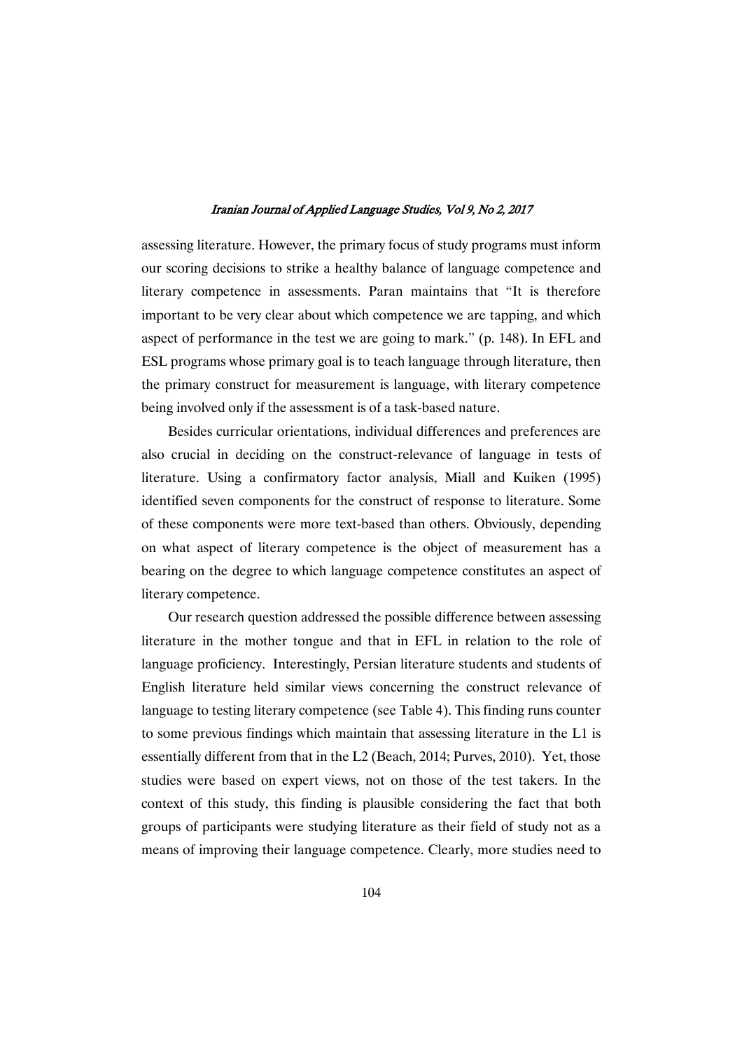assessing literature. However, the primary focus of study programs must inform our scoring decisions to strike a healthy balance of language competence and literary competence in assessments. Paran maintains that "It is therefore important to be very clear about which competence we are tapping, and which aspect of performance in the test we are going to mark." (p. 148). In EFL and ESL programs whose primary goal is to teach language through literature, then the primary construct for measurement is language, with literary competence being involved only if the assessment is of a task-based nature.

Besides curricular orientations, individual differences and preferences are also crucial in deciding on the construct-relevance of language in tests of literature. Using a confirmatory factor analysis, Miall and Kuiken (1995) identified seven components for the construct of response to literature. Some of these components were more text-based than others. Obviously, depending on what aspect of literary competence is the object of measurement has a bearing on the degree to which language competence constitutes an aspect of literary competence.

Our research question addressed the possible difference between assessing literature in the mother tongue and that in EFL in relation to the role of language proficiency. Interestingly, Persian literature students and students of English literature held similar views concerning the construct relevance of language to testing literary competence (see Table 4). This finding runs counter to some previous findings which maintain that assessing literature in the L1 is essentially different from that in the L2 (Beach, 2014; Purves, 2010). Yet, those studies were based on expert views, not on those of the test takers. In the context of this study, this finding is plausible considering the fact that both groups of participants were studying literature as their field of study not as a means of improving their language competence. Clearly, more studies need to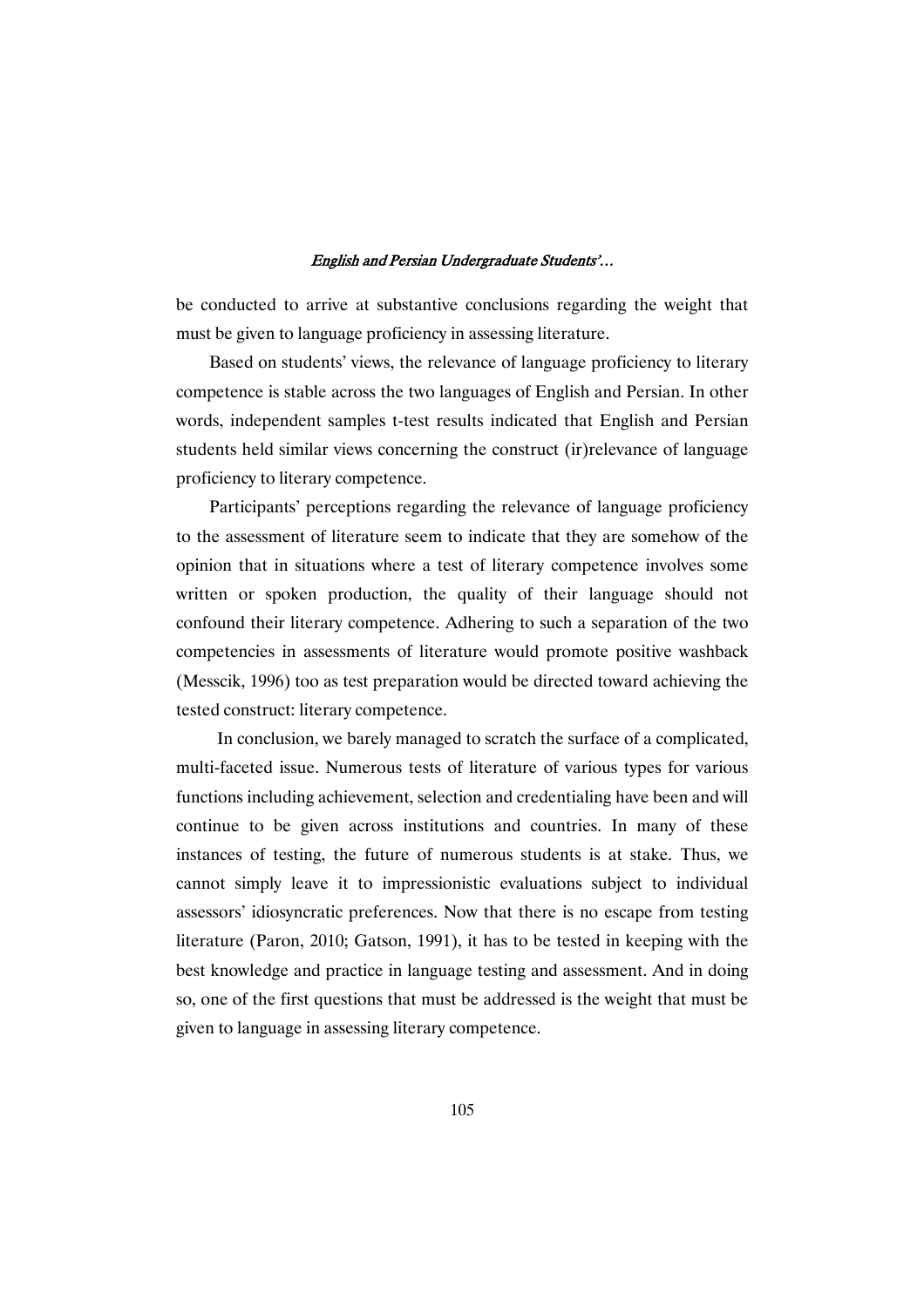be conducted to arrive at substantive conclusions regarding the weight that must be given to language proficiency in assessing literature.

Based on students' views, the relevance of language proficiency to literary competence is stable across the two languages of English and Persian. In other words, independent samples t-test results indicated that English and Persian students held similar views concerning the construct (ir)relevance of language proficiency to literary competence.

Participants' perceptions regarding the relevance of language proficiency to the assessment of literature seem to indicate that they are somehow of the opinion that in situations where a test of literary competence involves some written or spoken production, the quality of their language should not confound their literary competence. Adhering to such a separation of the two competencies in assessments of literature would promote positive washback (Messcik, 1996) too as test preparation would be directed toward achieving the tested construct: literary competence.

In conclusion, we barely managed to scratch the surface of a complicated, multi-faceted issue. Numerous tests of literature of various types for various functions including achievement, selection and credentialing have been and will continue to be given across institutions and countries. In many of these instances of testing, the future of numerous students is at stake. Thus, we cannot simply leave it to impressionistic evaluations subject to individual assessors' idiosyncratic preferences. Now that there is no escape from testing literature (Paron, 2010; Gatson, 1991), it has to be tested in keeping with the best knowledge and practice in language testing and assessment. And in doing so, one of the first questions that must be addressed is the weight that must be given to language in assessing literary competence.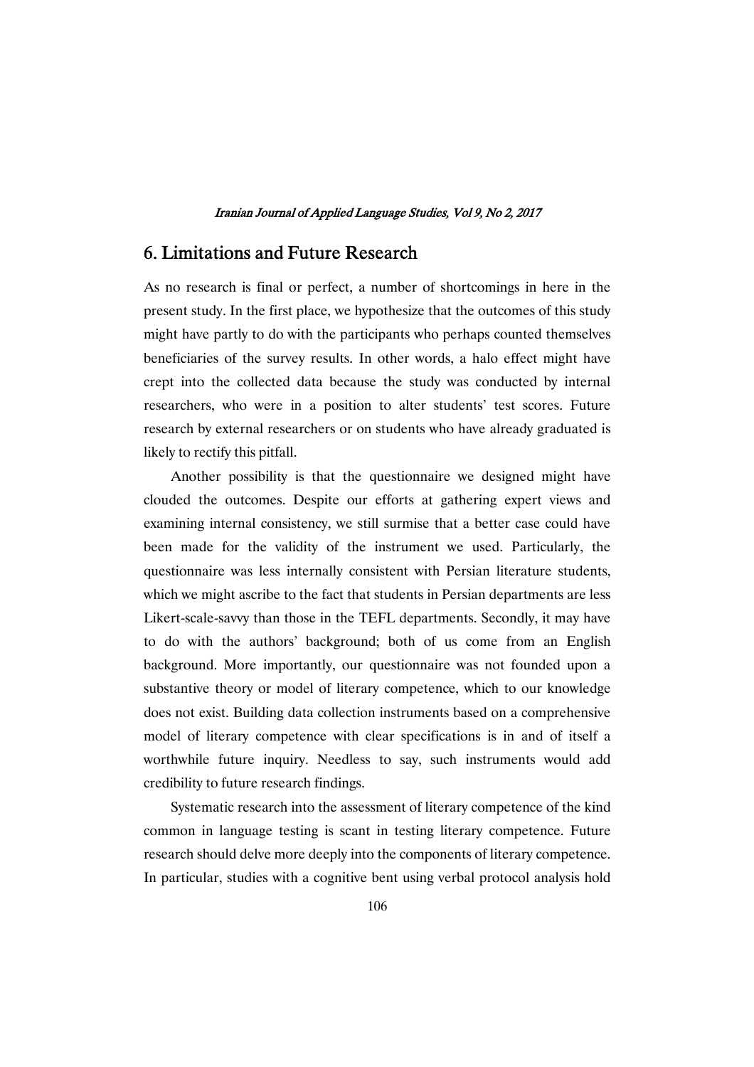## 6. Limitations and Future Research

As no research is final or perfect, a number of shortcomings in here in the present study. In the first place, we hypothesize that the outcomes of this study might have partly to do with the participants who perhaps counted themselves beneficiaries of the survey results. In other words, a halo effect might have crept into the collected data because the study was conducted by internal researchers, who were in a position to alter students' test scores. Future research by external researchers or on students who have already graduated is likely to rectify this pitfall.

Another possibility is that the questionnaire we designed might have clouded the outcomes. Despite our efforts at gathering expert views and examining internal consistency, we still surmise that a better case could have been made for the validity of the instrument we used. Particularly, the questionnaire was less internally consistent with Persian literature students, which we might ascribe to the fact that students in Persian departments are less Likert-scale-savvy than those in the TEFL departments. Secondly, it may have to do with the authors' background; both of us come from an English background. More importantly, our questionnaire was not founded upon a substantive theory or model of literary competence, which to our knowledge does not exist. Building data collection instruments based on a comprehensive model of literary competence with clear specifications is in and of itself a worthwhile future inquiry. Needless to say, such instruments would add credibility to future research findings.

Systematic research into the assessment of literary competence of the kind common in language testing is scant in testing literary competence. Future research should delve more deeply into the components of literary competence. In particular, studies with a cognitive bent using verbal protocol analysis hold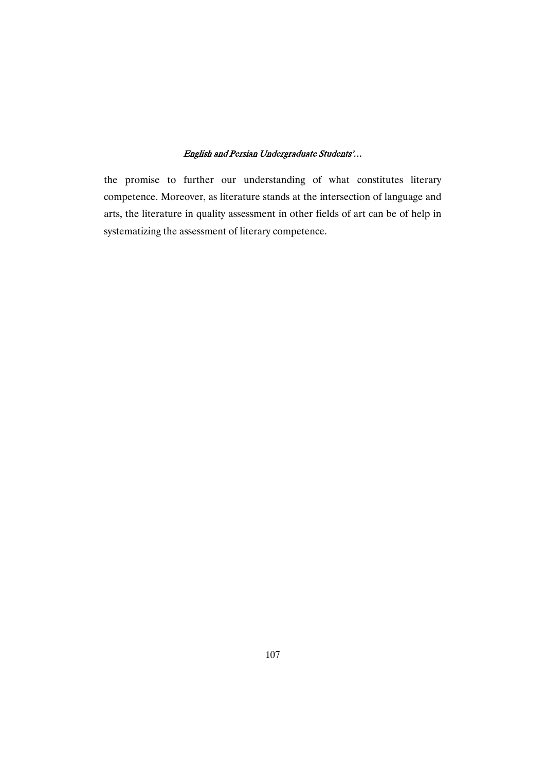the promise to further our understanding of what constitutes literary competence. Moreover, as literature stands at the intersection of language and arts, the literature in quality assessment in other fields of art can be of help in systematizing the assessment of literary competence.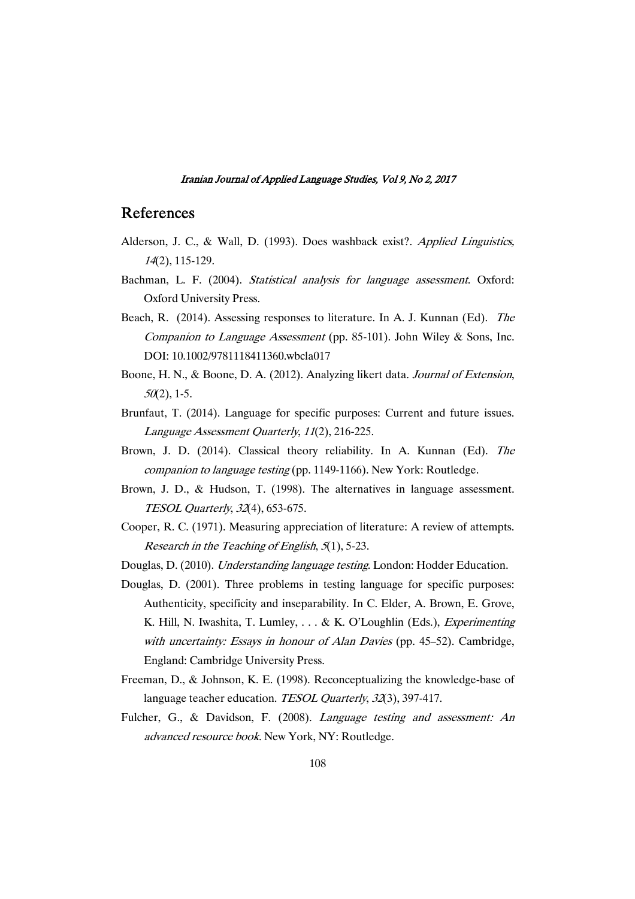## References

Alderson, J. C., & Wall, D. (1993). Does washback exist?. *Applied Linguistics, 14*(2), 115-129.

Bachman, L. F. (2004). *Statistical analysis for language assessment*. Oxford: Oxford University Press.

Beach, R. (2014). Assessing responses to literature. In A. J. Kunnan (Ed). *The Companion to Language Assessment* (pp. 85-101). John Wiley & Sons, Inc. DOI: 10.1002/9781118411360.wbcla017

Boone, H. N., & Boone, D. A. (2012). Analyzing likert data. *Journal of Extension*, *50*(2), 1-5.

Brunfaut, T. (2014). Language for specific purposes: Current and future issues. *Language Assessment Quarterly*, *11*(2), 216-225.

Brown, J. D. (2014). Classical theory reliability. In A. Kunnan (Ed). *The companion to language testing* (pp. 1149-1166). New York: Routledge.

Brown, J. D., & Hudson, T. (1998). The alternatives in language assessment. *TESOL Quarterly*, *32*(4), 653-675.

Cooper, R. C. (1971). Measuring appreciation of literature: A review of attempts. *Research in the Teaching of English*, *5*(1), 5-23.

Douglas, D. (2010). *Understanding language testing*. London: Hodder Education.

Douglas, D. (2001). Three problems in testing language for specific purposes: Authenticity, specificity and inseparability. In C. Elder, A. Brown, E. Grove, K. Hill, N. Iwashita, T. Lumley, . . . & K. O'Loughlin (Eds.), *Experimenting with uncertainty: Essays in honour of Alan Davies* (pp. 45–52). Cambridge, England: Cambridge University Press.

Freeman, D., & Johnson, K. E. (1998). Reconceptualizing the knowledge-base of language teacher education. *TESOL Quarterly*, *32*(3), 397-417.

Fulcher, G., & Davidson, F. (2008). *Language testing and assessment: An advanced resource book*. New York, NY: Routledge.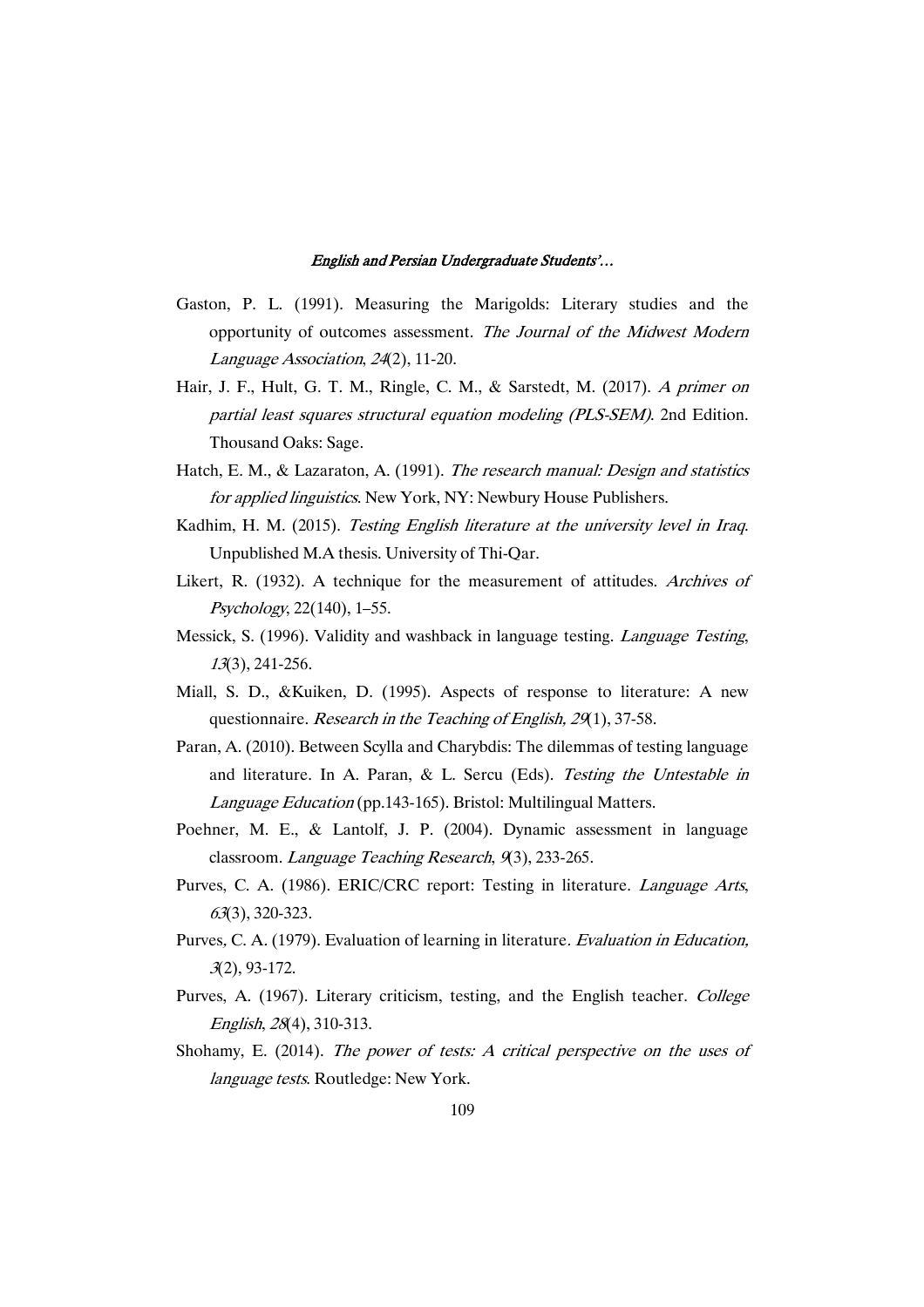Gaston, P. L. (1991). Measuring the Marigolds: Literary studies and the opportunity of outcomes assessment. *The Journal of the Midwest Modern Language Association*, *24*(2), 11-20.

Hair, J. F., Hult, G. T. M., Ringle, C. M., & Sarstedt, M. (2017). *A primer on partial least squares structural equation modeling (PLS-SEM)*. 2nd Edition. Thousand Oaks: Sage.

Hatch, E. M., & Lazaraton, A. (1991). *The research manual: Design and statistics for applied linguistics*. New York, NY: Newbury House Publishers.

Kadhim, H. M. (2015). *Testing English literature at the university level in Iraq*. Unpublished M.A thesis. University of Thi-Qar.

Likert, R. (1932). A technique for the measurement of attitudes. *Archives of Psychology*, 22(140), 1–55.

Messick, S. (1996). Validity and washback in language testing. *Language Testing*, *13*(3), 241-256.

Miall, S. D., &Kuiken, D. (1995). Aspects of response to literature: A new questionnaire. *Research in the Teaching of English, 29*(1), 37-58.

Paran, A. (2010). Between Scylla and Charybdis: The dilemmas of testing language and literature. In A. Paran, & L. Sercu (Eds). *Testing the Untestable in Language Education* (pp.143-165). Bristol: Multilingual Matters.

Poehner, M. E., & Lantolf, J. P. (2004). Dynamic assessment in language classroom. *Language Teaching Research*, *9*(3), 233-265.

Purves, C. A. (1986). ERIC/CRC report: Testing in literature. *Language Arts*, *63*(3), 320-323.

Purves, C. A. (1979). Evaluation of learning in literature. *Evaluation in Education, 3*(2), 93-172.

Purves, A. (1967). Literary criticism, testing, and the English teacher. *College English*, *28*(4), 310-313.

Shohamy, E. (2014). *The power of tests: A critical perspective on the uses of language tests*. Routledge: New York.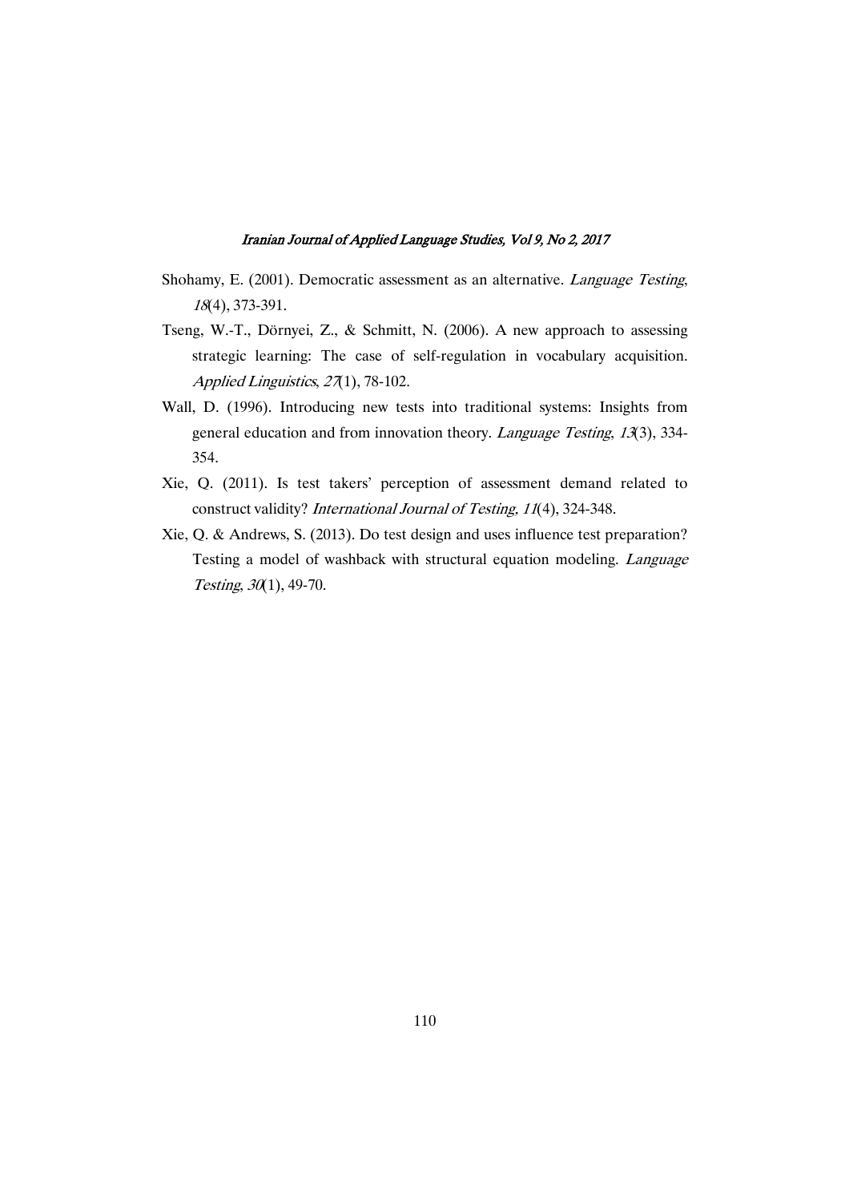Shohamy, E. (2001). Democratic assessment as an alternative. *Language Testing*, *18*(4), 373-391.

Tseng, W.-T., Dörnyei, Z., & Schmitt, N. (2006). A new approach to assessing strategic learning: The case of self-regulation in vocabulary acquisition. *Applied Linguistics*, *27*(1), 78-102.

Wall, D. (1996). Introducing new tests into traditional systems: Insights from general education and from innovation theory. *Language Testing*, *13*(3), 334-354.

Xie, Q. (2011). Is test takers' perception of assessment demand related to construct validity? *International Journal of Testing, 11*(4), 324-348.

Xie, Q. & Andrews, S. (2013). Do test design and uses influence test preparation? Testing a model of washback with structural equation modeling. *Language Testing*, *30*(1), 49-70.